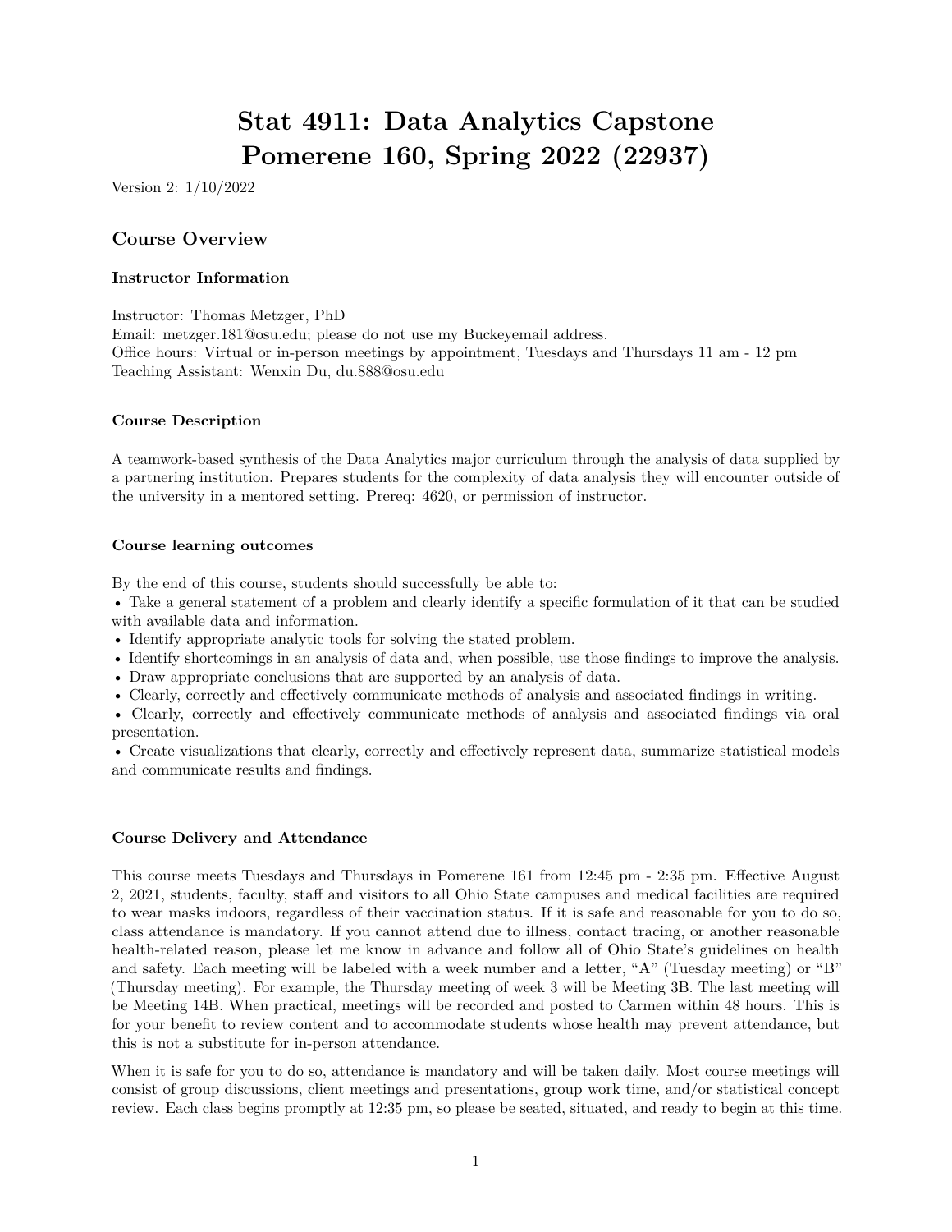# Stat 4911: Data Analytics Capstone
# Pomerene 160, Spring 2022 (22937)

Version 2: 1/10/2022

## Course Overview

### Instructor Information

Instructor: Thomas Metzger, PhD
Email: metzger.181@osu.edu; please do not use my Buckeyemail address.
Office hours: Virtual or in-person meetings by appointment, Tuesdays and Thursdays 11 am - 12 pm
Teaching Assistant: Wenxin Du, du.888@osu.edu

### Course Description

A teamwork-based synthesis of the Data Analytics major curriculum through the analysis of data supplied by a partnering institution. Prepares students for the complexity of data analysis they will encounter outside of the university in a mentored setting. Prereq: 4620, or permission of instructor.

### Course learning outcomes

By the end of this course, students should successfully be able to:

- Take a general statement of a problem and clearly identify a specific formulation of it that can be studied with available data and information.
- Identify appropriate analytic tools for solving the stated problem.
- Identify shortcomings in an analysis of data and, when possible, use those findings to improve the analysis.
- Draw appropriate conclusions that are supported by an analysis of data.
- Clearly, correctly and effectively communicate methods of analysis and associated findings in writing.
- Clearly, correctly and effectively communicate methods of analysis and associated findings via oral presentation.
- Create visualizations that clearly, correctly and effectively represent data, summarize statistical models and communicate results and findings.

### Course Delivery and Attendance

This course meets Tuesdays and Thursdays in Pomerene 161 from 12:45 pm - 2:35 pm. Effective August 2, 2021, students, faculty, staff and visitors to all Ohio State campuses and medical facilities are required to wear masks indoors, regardless of their vaccination status. If it is safe and reasonable for you to do so, class attendance is mandatory. If you cannot attend due to illness, contact tracing, or another reasonable health-related reason, please let me know in advance and follow all of Ohio State's guidelines on health and safety. Each meeting will be labeled with a week number and a letter, "A" (Tuesday meeting) or "B" (Thursday meeting). For example, the Thursday meeting of week 3 will be Meeting 3B. The last meeting will be Meeting 14B. When practical, meetings will be recorded and posted to Carmen within 48 hours. This is for your benefit to review content and to accommodate students whose health may prevent attendance, but this is not a substitute for in-person attendance.

When it is safe for you to do so, attendance is mandatory and will be taken daily. Most course meetings will consist of group discussions, client meetings and presentations, group work time, and/or statistical concept review. Each class begins promptly at 12:35 pm, so please be seated, situated, and ready to begin at this time.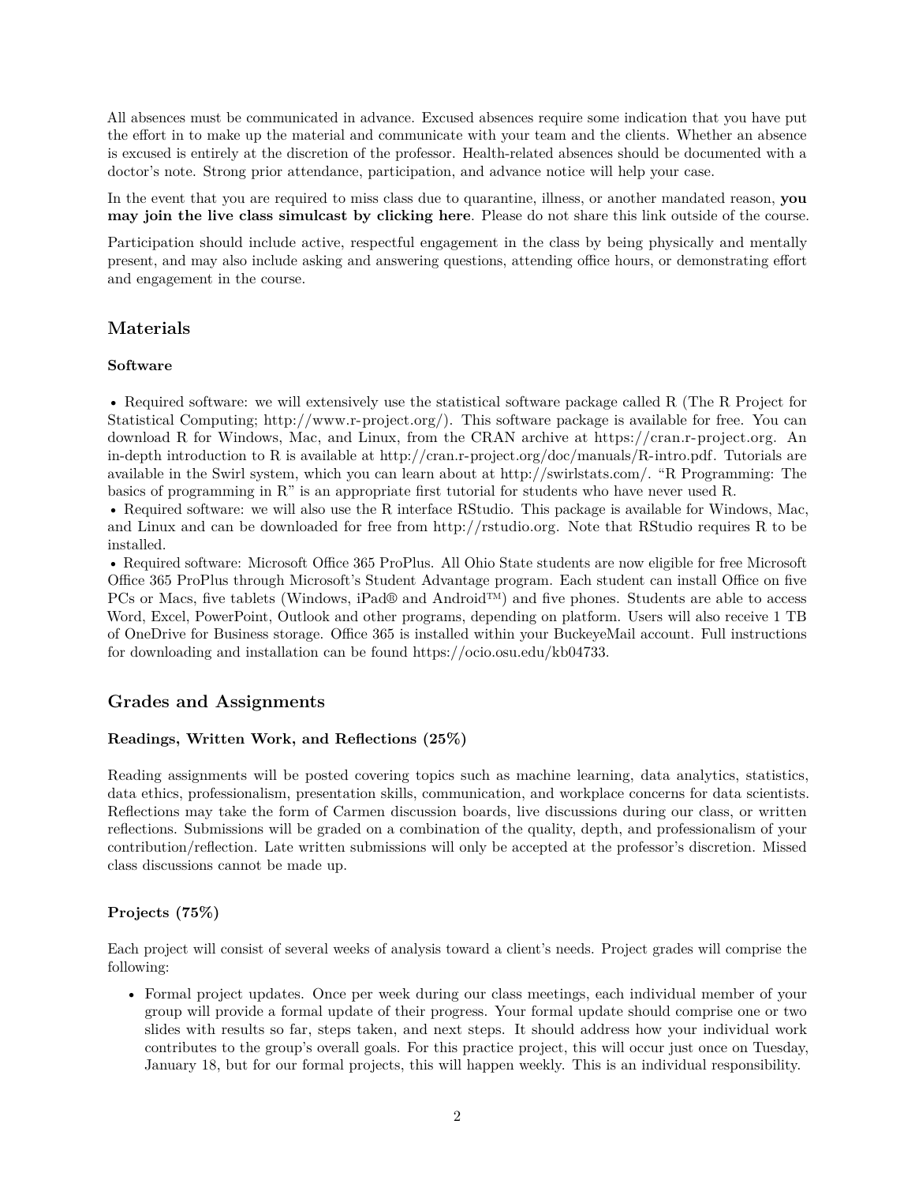All absences must be communicated in advance. Excused absences require some indication that you have put the effort in to make up the material and communicate with your team and the clients. Whether an absence is excused is entirely at the discretion of the professor. Health-related absences should be documented with a doctor's note. Strong prior attendance, participation, and advance notice will help your case.

In the event that you are required to miss class due to quarantine, illness, or another mandated reason, **you may join the live class simulcast by clicking here**. Please do not share this link outside of the course.

Participation should include active, respectful engagement in the class by being physically and mentally present, and may also include asking and answering questions, attending office hours, or demonstrating effort and engagement in the course.

## Materials

### Software

- Required software: we will extensively use the statistical software package called R (The R Project for Statistical Computing; http://www.r-project.org/). This software package is available for free. You can download R for Windows, Mac, and Linux, from the CRAN archive at https://cran.r-project.org. An in-depth introduction to R is available at http://cran.r-project.org/doc/manuals/R-intro.pdf. Tutorials are available in the Swirl system, which you can learn about at http://swirlstats.com/. "R Programming: The basics of programming in R" is an appropriate first tutorial for students who have never used R.
- Required software: we will also use the R interface RStudio. This package is available for Windows, Mac, and Linux and can be downloaded for free from http://rstudio.org. Note that RStudio requires R to be installed.
- Required software: Microsoft Office 365 ProPlus. All Ohio State students are now eligible for free Microsoft Office 365 ProPlus through Microsoft's Student Advantage program. Each student can install Office on five PCs or Macs, five tablets (Windows, iPad® and Android™) and five phones. Students are able to access Word, Excel, PowerPoint, Outlook and other programs, depending on platform. Users will also receive 1 TB of OneDrive for Business storage. Office 365 is installed within your BuckeyeMail account. Full instructions for downloading and installation can be found https://ocio.osu.edu/kb04733.

## Grades and Assignments

### Readings, Written Work, and Reflections (25%)

Reading assignments will be posted covering topics such as machine learning, data analytics, statistics, data ethics, professionalism, presentation skills, communication, and workplace concerns for data scientists. Reflections may take the form of Carmen discussion boards, live discussions during our class, or written reflections. Submissions will be graded on a combination of the quality, depth, and professionalism of your contribution/reflection. Late written submissions will only be accepted at the professor's discretion. Missed class discussions cannot be made up.

### Projects (75%)

Each project will consist of several weeks of analysis toward a client's needs. Project grades will comprise the following:

- Formal project updates. Once per week during our class meetings, each individual member of your group will provide a formal update of their progress. Your formal update should comprise one or two slides with results so far, steps taken, and next steps. It should address how your individual work contributes to the group's overall goals. For this practice project, this will occur just once on Tuesday, January 18, but for our formal projects, this will happen weekly. This is an individual responsibility.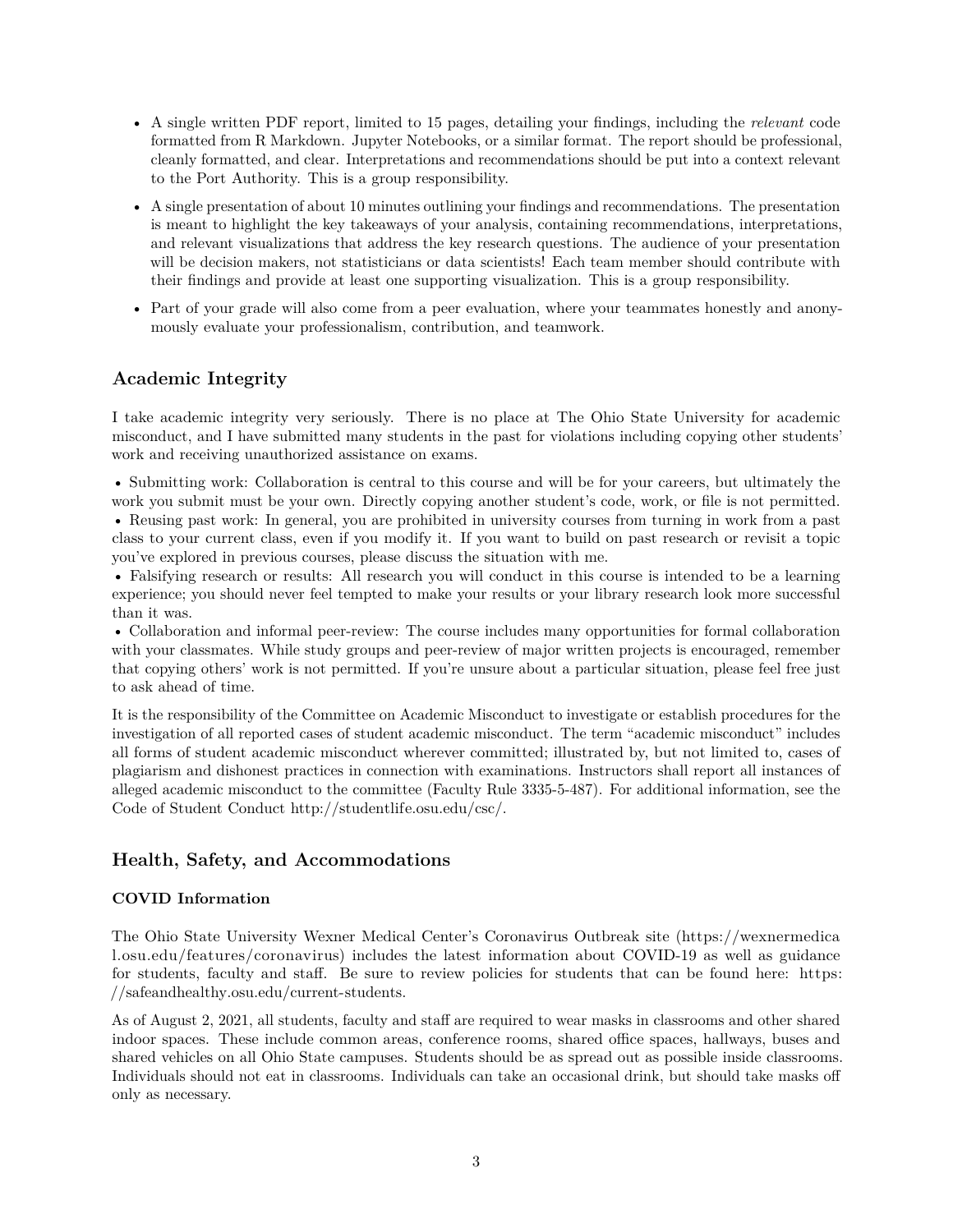- A single written PDF report, limited to 15 pages, detailing your findings, including the *relevant* code formatted from R Markdown. Jupyter Notebooks, or a similar format. The report should be professional, cleanly formatted, and clear. Interpretations and recommendations should be put into a context relevant to the Port Authority. This is a group responsibility.
- A single presentation of about 10 minutes outlining your findings and recommendations. The presentation is meant to highlight the key takeaways of your analysis, containing recommendations, interpretations, and relevant visualizations that address the key research questions. The audience of your presentation will be decision makers, not statisticians or data scientists! Each team member should contribute with their findings and provide at least one supporting visualization. This is a group responsibility.
- Part of your grade will also come from a peer evaluation, where your teammates honestly and anonymously evaluate your professionalism, contribution, and teamwork.

## Academic Integrity

I take academic integrity very seriously. There is no place at The Ohio State University for academic misconduct, and I have submitted many students in the past for violations including copying other students' work and receiving unauthorized assistance on exams.

- Submitting work: Collaboration is central to this course and will be for your careers, but ultimately the work you submit must be your own. Directly copying another student's code, work, or file is not permitted.
- Reusing past work: In general, you are prohibited in university courses from turning in work from a past class to your current class, even if you modify it. If you want to build on past research or revisit a topic you've explored in previous courses, please discuss the situation with me.
- Falsifying research or results: All research you will conduct in this course is intended to be a learning experience; you should never feel tempted to make your results or your library research look more successful than it was.
- Collaboration and informal peer-review: The course includes many opportunities for formal collaboration with your classmates. While study groups and peer-review of major written projects is encouraged, remember that copying others' work is not permitted. If you're unsure about a particular situation, please feel free just to ask ahead of time.

It is the responsibility of the Committee on Academic Misconduct to investigate or establish procedures for the investigation of all reported cases of student academic misconduct. The term "academic misconduct" includes all forms of student academic misconduct wherever committed; illustrated by, but not limited to, cases of plagiarism and dishonest practices in connection with examinations. Instructors shall report all instances of alleged academic misconduct to the committee (Faculty Rule 3335-5-487). For additional information, see the Code of Student Conduct http://studentlife.osu.edu/csc/.

## Health, Safety, and Accommodations

### COVID Information

The Ohio State University Wexner Medical Center's Coronavirus Outbreak site (https://wexnermedical.osu.edu/features/coronavirus) includes the latest information about COVID-19 as well as guidance for students, faculty and staff. Be sure to review policies for students that can be found here: https://safeandhealthy.osu.edu/current-students.

As of August 2, 2021, all students, faculty and staff are required to wear masks in classrooms and other shared indoor spaces. These include common areas, conference rooms, shared office spaces, hallways, buses and shared vehicles on all Ohio State campuses. Students should be as spread out as possible inside classrooms. Individuals should not eat in classrooms. Individuals can take an occasional drink, but should take masks off only as necessary.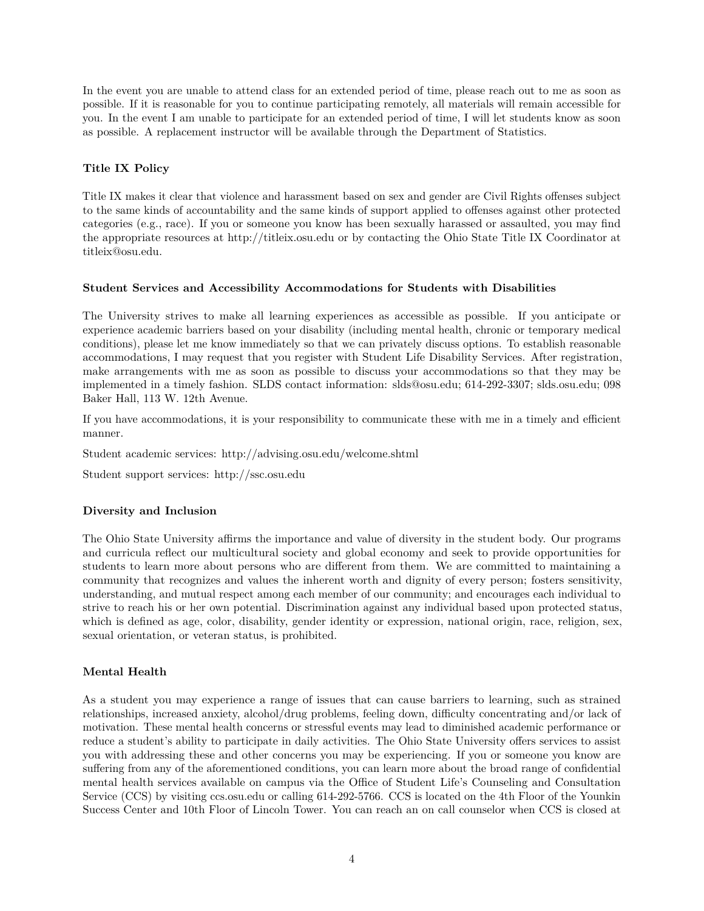In the event you are unable to attend class for an extended period of time, please reach out to me as soon as possible. If it is reasonable for you to continue participating remotely, all materials will remain accessible for you. In the event I am unable to participate for an extended period of time, I will let students know as soon as possible. A replacement instructor will be available through the Department of Statistics.

### Title IX Policy

Title IX makes it clear that violence and harassment based on sex and gender are Civil Rights offenses subject to the same kinds of accountability and the same kinds of support applied to offenses against other protected categories (e.g., race). If you or someone you know has been sexually harassed or assaulted, you may find the appropriate resources at http://titleix.osu.edu or by contacting the Ohio State Title IX Coordinator at titleix@osu.edu.

### Student Services and Accessibility Accommodations for Students with Disabilities

The University strives to make all learning experiences as accessible as possible. If you anticipate or experience academic barriers based on your disability (including mental health, chronic or temporary medical conditions), please let me know immediately so that we can privately discuss options. To establish reasonable accommodations, I may request that you register with Student Life Disability Services. After registration, make arrangements with me as soon as possible to discuss your accommodations so that they may be implemented in a timely fashion. SLDS contact information: slds@osu.edu; 614-292-3307; slds.osu.edu; 098 Baker Hall, 113 W. 12th Avenue.

If you have accommodations, it is your responsibility to communicate these with me in a timely and efficient manner.

Student academic services: http://advising.osu.edu/welcome.shtml

Student support services: http://ssc.osu.edu

### Diversity and Inclusion

The Ohio State University affirms the importance and value of diversity in the student body. Our programs and curricula reflect our multicultural society and global economy and seek to provide opportunities for students to learn more about persons who are different from them. We are committed to maintaining a community that recognizes and values the inherent worth and dignity of every person; fosters sensitivity, understanding, and mutual respect among each member of our community; and encourages each individual to strive to reach his or her own potential. Discrimination against any individual based upon protected status, which is defined as age, color, disability, gender identity or expression, national origin, race, religion, sex, sexual orientation, or veteran status, is prohibited.

### Mental Health

As a student you may experience a range of issues that can cause barriers to learning, such as strained relationships, increased anxiety, alcohol/drug problems, feeling down, difficulty concentrating and/or lack of motivation. These mental health concerns or stressful events may lead to diminished academic performance or reduce a student's ability to participate in daily activities. The Ohio State University offers services to assist you with addressing these and other concerns you may be experiencing. If you or someone you know are suffering from any of the aforementioned conditions, you can learn more about the broad range of confidential mental health services available on campus via the Office of Student Life's Counseling and Consultation Service (CCS) by visiting ccs.osu.edu or calling 614-292-5766. CCS is located on the 4th Floor of the Younkin Success Center and 10th Floor of Lincoln Tower. You can reach an on call counselor when CCS is closed at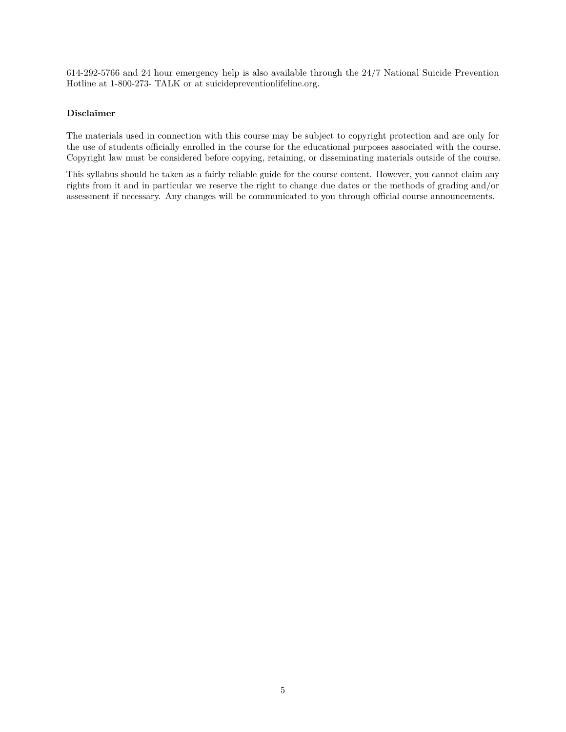614-292-5766 and 24 hour emergency help is also available through the 24/7 National Suicide Prevention Hotline at 1-800-273- TALK or at suicidepreventionlifeline.org.

**Disclaimer**

The materials used in connection with this course may be subject to copyright protection and are only for the use of students officially enrolled in the course for the educational purposes associated with the course. Copyright law must be considered before copying, retaining, or disseminating materials outside of the course.

This syllabus should be taken as a fairly reliable guide for the course content. However, you cannot claim any rights from it and in particular we reserve the right to change due dates or the methods of grading and/or assessment if necessary. Any changes will be communicated to you through official course announcements.